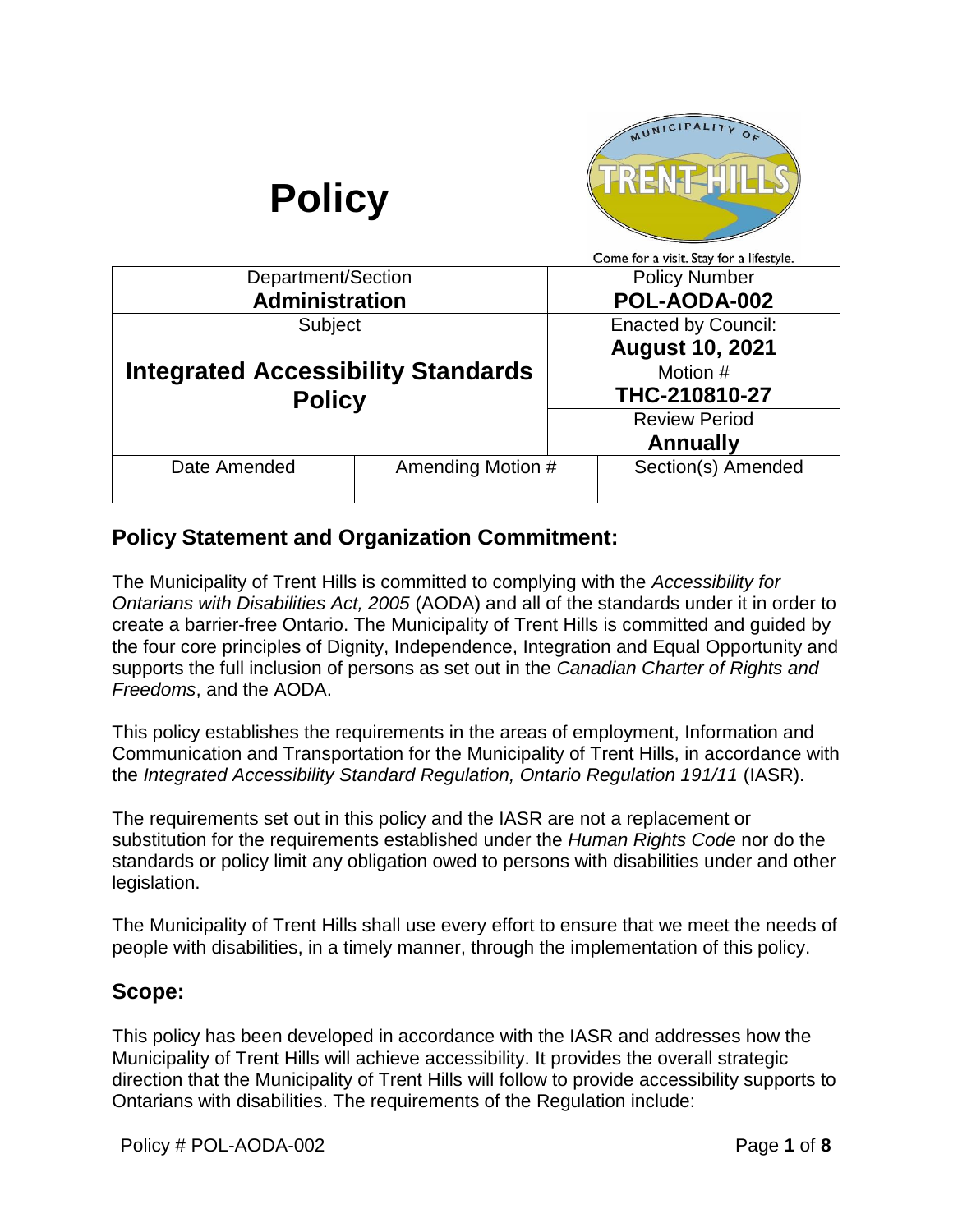# Policy

Come for a visit. Stay for a lifestyle.

| Department/Section<br>**Administration** | | Policy Number<br>**POL-AODA-002** |
|---|---|---|
| Subject<br><br>**Integrated Accessibility Standards Policy** | | Enacted by Council:<br>**August 10, 2021** |
| | | Motion #<br>**THC-210810-27** |
| | | Review Period<br>**Annually** |
| Date Amended | Amending Motion # | Section(s) Amended |
| | | |

## Policy Statement and Organization Commitment:

The Municipality of Trent Hills is committed to complying with the *Accessibility for Ontarians with Disabilities Act, 2005* (AODA) and all of the standards under it in order to create a barrier-free Ontario. The Municipality of Trent Hills is committed and guided by the four core principles of Dignity, Independence, Integration and Equal Opportunity and supports the full inclusion of persons as set out in the *Canadian Charter of Rights and Freedoms*, and the AODA.

This policy establishes the requirements in the areas of employment, Information and Communication and Transportation for the Municipality of Trent Hills, in accordance with the *Integrated Accessibility Standard Regulation, Ontario Regulation 191/11* (IASR).

The requirements set out in this policy and the IASR are not a replacement or substitution for the requirements established under the *Human Rights Code* nor do the standards or policy limit any obligation owed to persons with disabilities under and other legislation.

The Municipality of Trent Hills shall use every effort to ensure that we meet the needs of people with disabilities, in a timely manner, through the implementation of this policy.

## Scope:

This policy has been developed in accordance with the IASR and addresses how the Municipality of Trent Hills will achieve accessibility. It provides the overall strategic direction that the Municipality of Trent Hills will follow to provide accessibility supports to Ontarians with disabilities. The requirements of the Regulation include: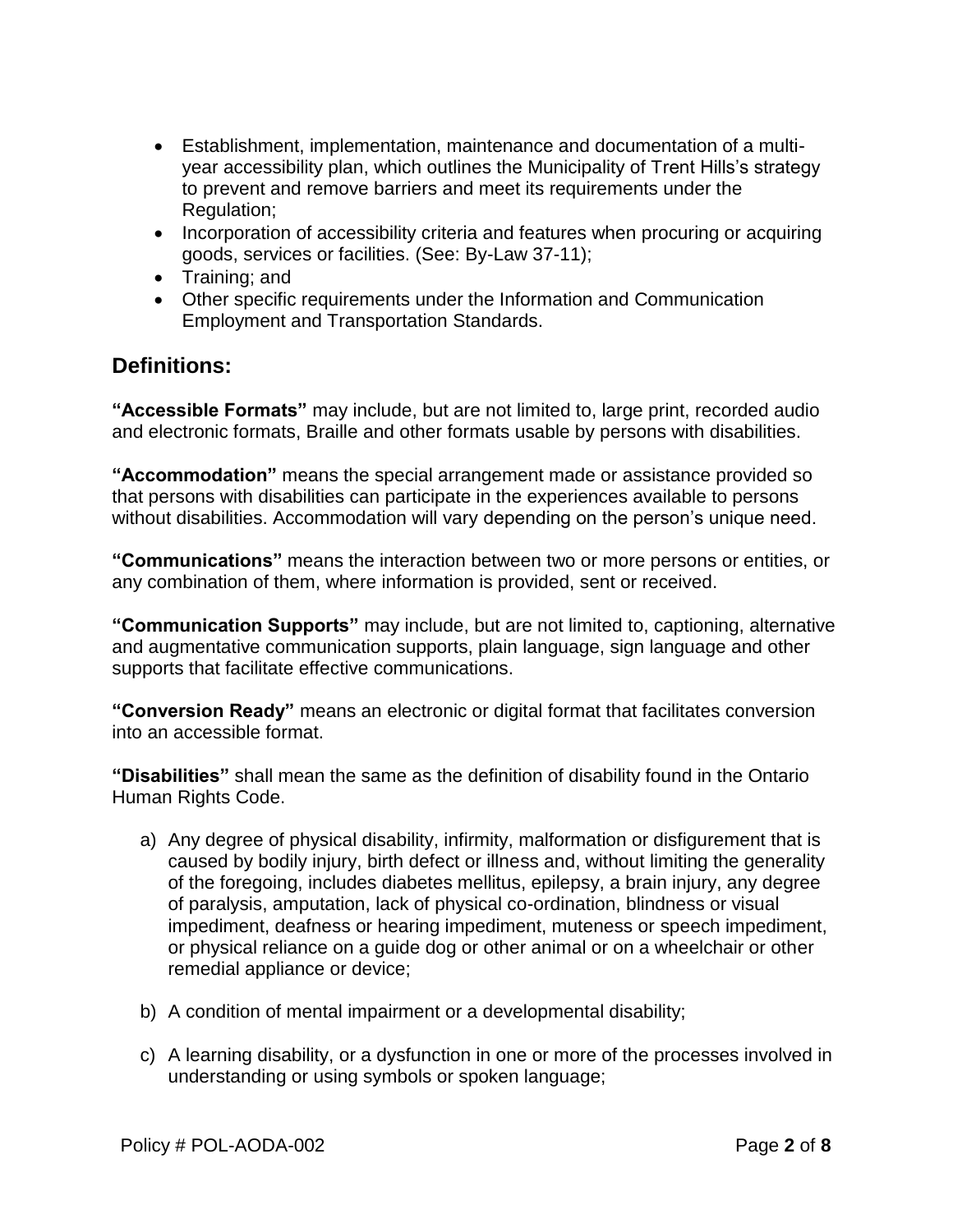- Establishment, implementation, maintenance and documentation of a multi-year accessibility plan, which outlines the Municipality of Trent Hills's strategy to prevent and remove barriers and meet its requirements under the Regulation;
- Incorporation of accessibility criteria and features when procuring or acquiring goods, services or facilities. (See: By-Law 37-11);
- Training; and
- Other specific requirements under the Information and Communication Employment and Transportation Standards.

## Definitions:

**"Accessible Formats"** may include, but are not limited to, large print, recorded audio and electronic formats, Braille and other formats usable by persons with disabilities.

**"Accommodation"** means the special arrangement made or assistance provided so that persons with disabilities can participate in the experiences available to persons without disabilities. Accommodation will vary depending on the person's unique need.

**"Communications"** means the interaction between two or more persons or entities, or any combination of them, where information is provided, sent or received.

**"Communication Supports"** may include, but are not limited to, captioning, alternative and augmentative communication supports, plain language, sign language and other supports that facilitate effective communications.

**"Conversion Ready"** means an electronic or digital format that facilitates conversion into an accessible format.

**"Disabilities"** shall mean the same as the definition of disability found in the Ontario Human Rights Code.

a) Any degree of physical disability, infirmity, malformation or disfigurement that is caused by bodily injury, birth defect or illness and, without limiting the generality of the foregoing, includes diabetes mellitus, epilepsy, a brain injury, any degree of paralysis, amputation, lack of physical co-ordination, blindness or visual impediment, deafness or hearing impediment, muteness or speech impediment, or physical reliance on a guide dog or other animal or on a wheelchair or other remedial appliance or device;

b) A condition of mental impairment or a developmental disability;

c) A learning disability, or a dysfunction in one or more of the processes involved in understanding or using symbols or spoken language;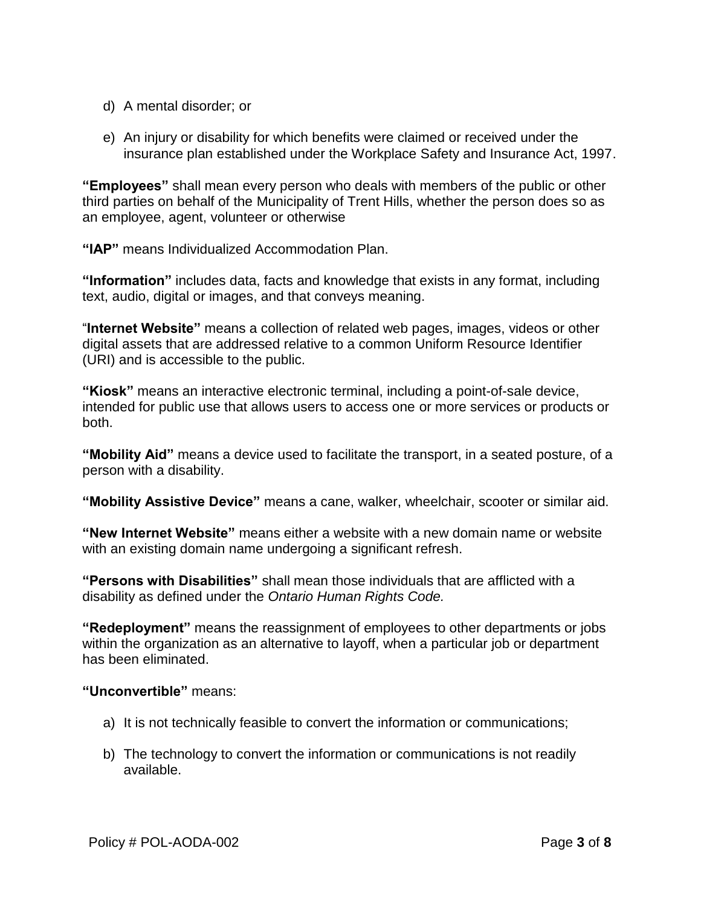d) A mental disorder; or

e) An injury or disability for which benefits were claimed or received under the insurance plan established under the Workplace Safety and Insurance Act, 1997.

**"Employees"** shall mean every person who deals with members of the public or other third parties on behalf of the Municipality of Trent Hills, whether the person does so as an employee, agent, volunteer or otherwise

**"IAP"** means Individualized Accommodation Plan.

**"Information"** includes data, facts and knowledge that exists in any format, including text, audio, digital or images, and that conveys meaning.

"**Internet Website"** means a collection of related web pages, images, videos or other digital assets that are addressed relative to a common Uniform Resource Identifier (URI) and is accessible to the public.

**"Kiosk"** means an interactive electronic terminal, including a point-of-sale device, intended for public use that allows users to access one or more services or products or both.

**"Mobility Aid"** means a device used to facilitate the transport, in a seated posture, of a person with a disability.

**"Mobility Assistive Device"** means a cane, walker, wheelchair, scooter or similar aid.

**"New Internet Website"** means either a website with a new domain name or website with an existing domain name undergoing a significant refresh.

**"Persons with Disabilities"** shall mean those individuals that are afflicted with a disability as defined under the *Ontario Human Rights Code.*

**"Redeployment"** means the reassignment of employees to other departments or jobs within the organization as an alternative to layoff, when a particular job or department has been eliminated.

**"Unconvertible"** means:

a) It is not technically feasible to convert the information or communications;

b) The technology to convert the information or communications is not readily available.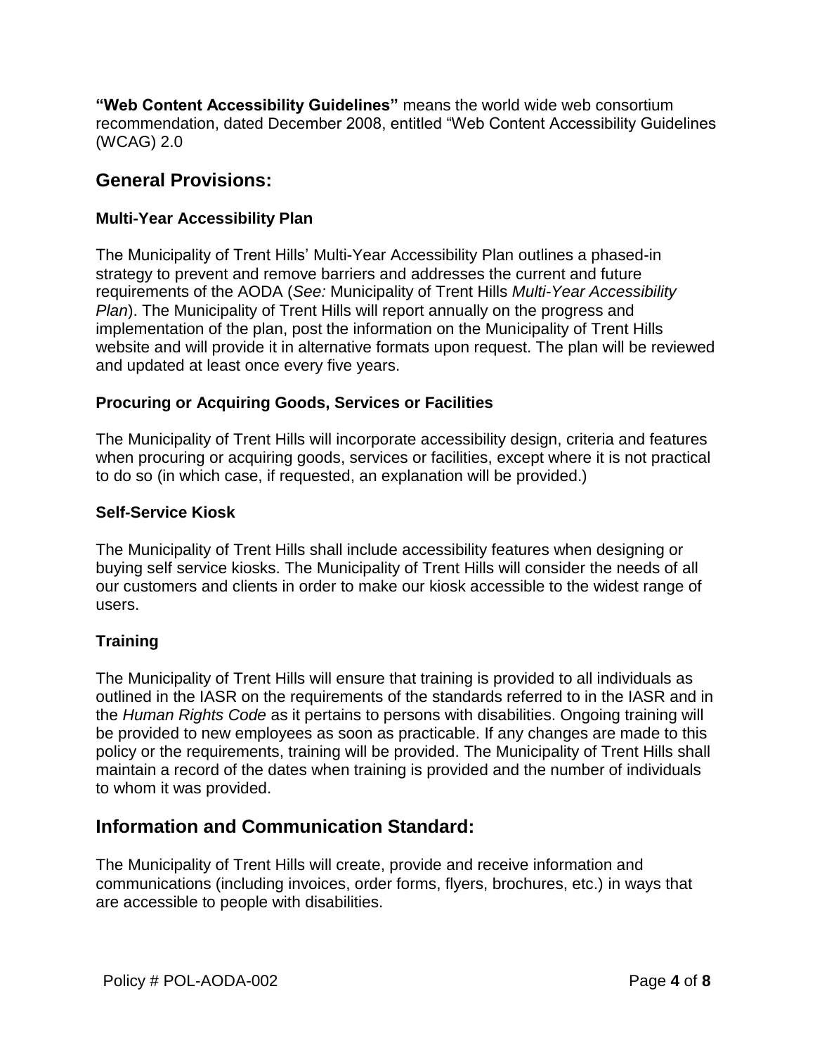**“Web Content Accessibility Guidelines”** means the world wide web consortium recommendation, dated December 2008, entitled “Web Content Accessibility Guidelines (WCAG) 2.0

## General Provisions:

### Multi-Year Accessibility Plan

The Municipality of Trent Hills’ Multi-Year Accessibility Plan outlines a phased-in strategy to prevent and remove barriers and addresses the current and future requirements of the AODA (*See:* Municipality of Trent Hills *Multi-Year Accessibility Plan*). The Municipality of Trent Hills will report annually on the progress and implementation of the plan, post the information on the Municipality of Trent Hills website and will provide it in alternative formats upon request. The plan will be reviewed and updated at least once every five years.

### Procuring or Acquiring Goods, Services or Facilities

The Municipality of Trent Hills will incorporate accessibility design, criteria and features when procuring or acquiring goods, services or facilities, except where it is not practical to do so (in which case, if requested, an explanation will be provided.)

### Self-Service Kiosk

The Municipality of Trent Hills shall include accessibility features when designing or buying self service kiosks. The Municipality of Trent Hills will consider the needs of all our customers and clients in order to make our kiosk accessible to the widest range of users.

### Training

The Municipality of Trent Hills will ensure that training is provided to all individuals as outlined in the IASR on the requirements of the standards referred to in the IASR and in the *Human Rights Code* as it pertains to persons with disabilities. Ongoing training will be provided to new employees as soon as practicable. If any changes are made to this policy or the requirements, training will be provided. The Municipality of Trent Hills shall maintain a record of the dates when training is provided and the number of individuals to whom it was provided.

## Information and Communication Standard:

The Municipality of Trent Hills will create, provide and receive information and communications (including invoices, order forms, flyers, brochures, etc.) in ways that are accessible to people with disabilities.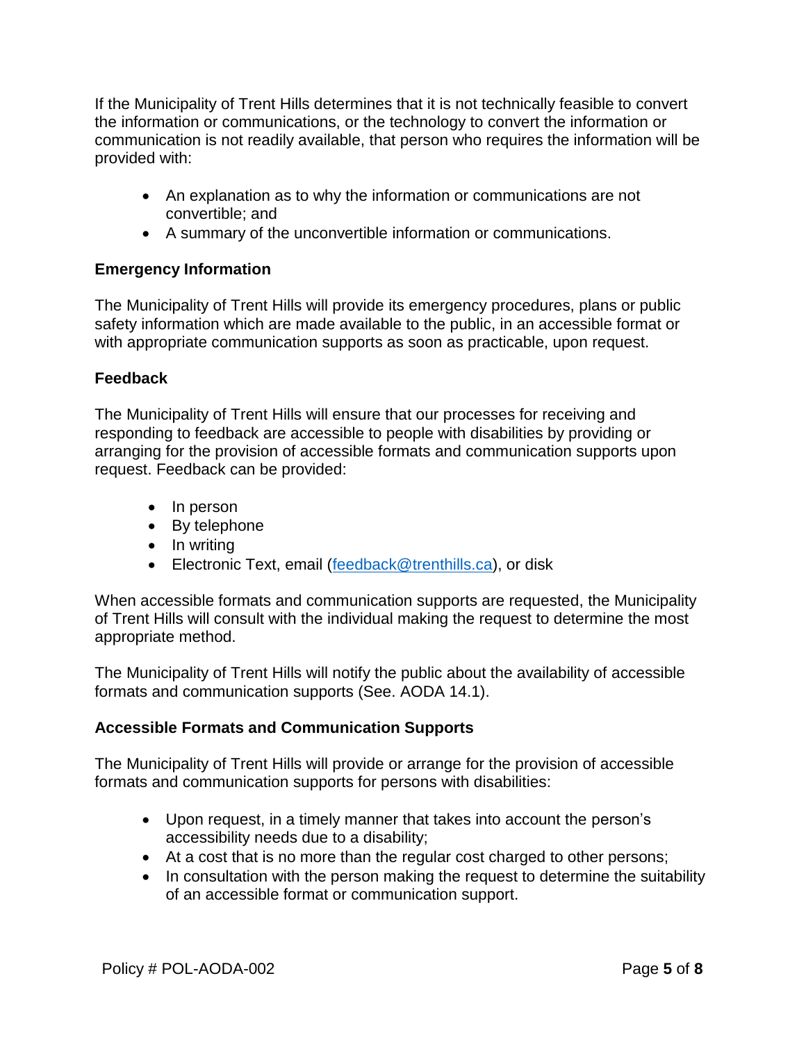If the Municipality of Trent Hills determines that it is not technically feasible to convert the information or communications, or the technology to convert the information or communication is not readily available, that person who requires the information will be provided with:

- An explanation as to why the information or communications are not convertible; and
- A summary of the unconvertible information or communications.

**Emergency Information**

The Municipality of Trent Hills will provide its emergency procedures, plans or public safety information which are made available to the public, in an accessible format or with appropriate communication supports as soon as practicable, upon request.

**Feedback**

The Municipality of Trent Hills will ensure that our processes for receiving and responding to feedback are accessible to people with disabilities by providing or arranging for the provision of accessible formats and communication supports upon request. Feedback can be provided:

- In person
- By telephone
- In writing
- Electronic Text, email (feedback@trenthills.ca), or disk

When accessible formats and communication supports are requested, the Municipality of Trent Hills will consult with the individual making the request to determine the most appropriate method.

The Municipality of Trent Hills will notify the public about the availability of accessible formats and communication supports (See. AODA 14.1).

**Accessible Formats and Communication Supports**

The Municipality of Trent Hills will provide or arrange for the provision of accessible formats and communication supports for persons with disabilities:

- Upon request, in a timely manner that takes into account the person's accessibility needs due to a disability;
- At a cost that is no more than the regular cost charged to other persons;
- In consultation with the person making the request to determine the suitability of an accessible format or communication support.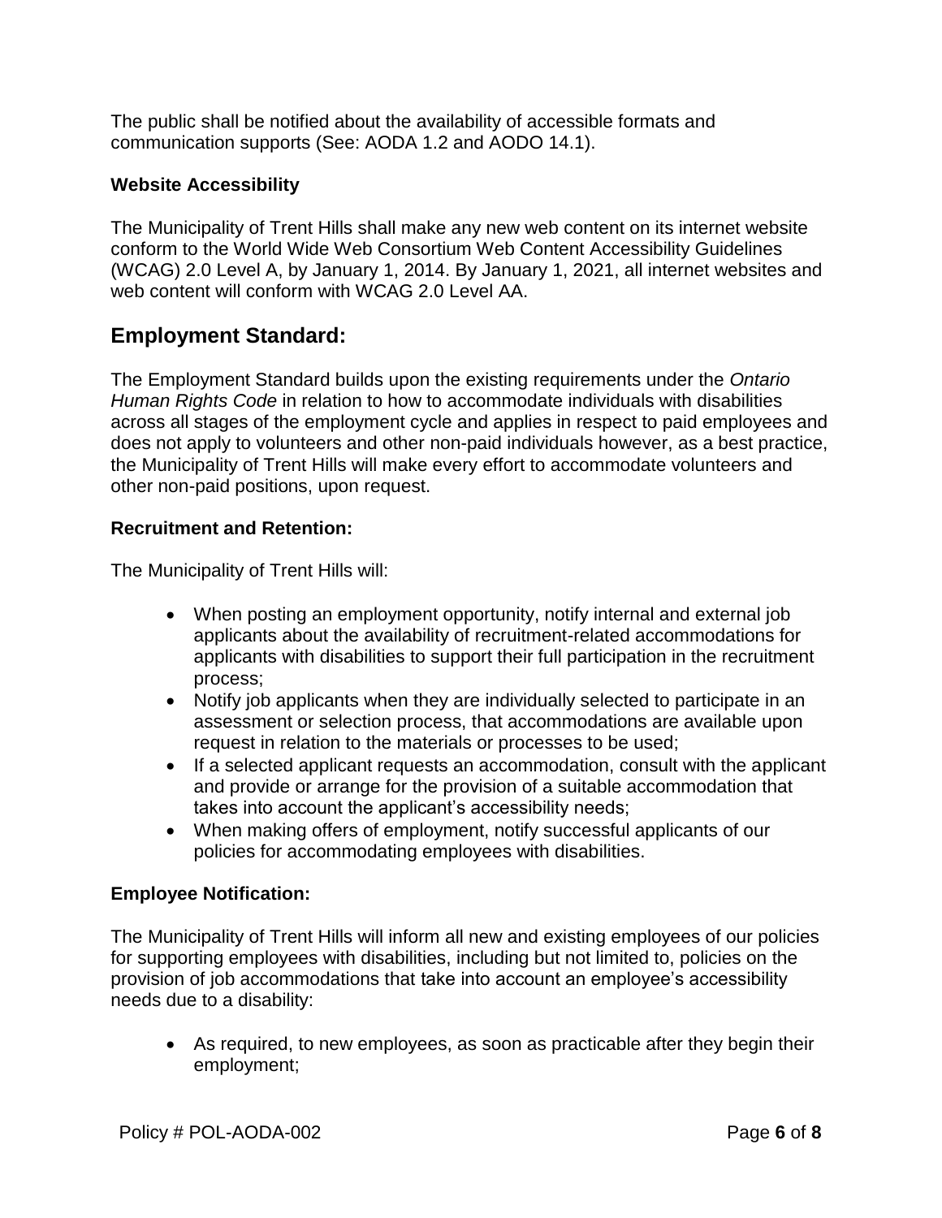The public shall be notified about the availability of accessible formats and communication supports (See: AODA 1.2 and AODO 14.1).

### Website Accessibility

The Municipality of Trent Hills shall make any new web content on its internet website conform to the World Wide Web Consortium Web Content Accessibility Guidelines (WCAG) 2.0 Level A, by January 1, 2014. By January 1, 2021, all internet websites and web content will conform with WCAG 2.0 Level AA.

## Employment Standard:

The Employment Standard builds upon the existing requirements under the *Ontario Human Rights Code* in relation to how to accommodate individuals with disabilities across all stages of the employment cycle and applies in respect to paid employees and does not apply to volunteers and other non-paid individuals however, as a best practice, the Municipality of Trent Hills will make every effort to accommodate volunteers and other non-paid positions, upon request.

### Recruitment and Retention:

The Municipality of Trent Hills will:

- When posting an employment opportunity, notify internal and external job applicants about the availability of recruitment-related accommodations for applicants with disabilities to support their full participation in the recruitment process;
- Notify job applicants when they are individually selected to participate in an assessment or selection process, that accommodations are available upon request in relation to the materials or processes to be used;
- If a selected applicant requests an accommodation, consult with the applicant and provide or arrange for the provision of a suitable accommodation that takes into account the applicant's accessibility needs;
- When making offers of employment, notify successful applicants of our policies for accommodating employees with disabilities.

### Employee Notification:

The Municipality of Trent Hills will inform all new and existing employees of our policies for supporting employees with disabilities, including but not limited to, policies on the provision of job accommodations that take into account an employee's accessibility needs due to a disability:

- As required, to new employees, as soon as practicable after they begin their employment;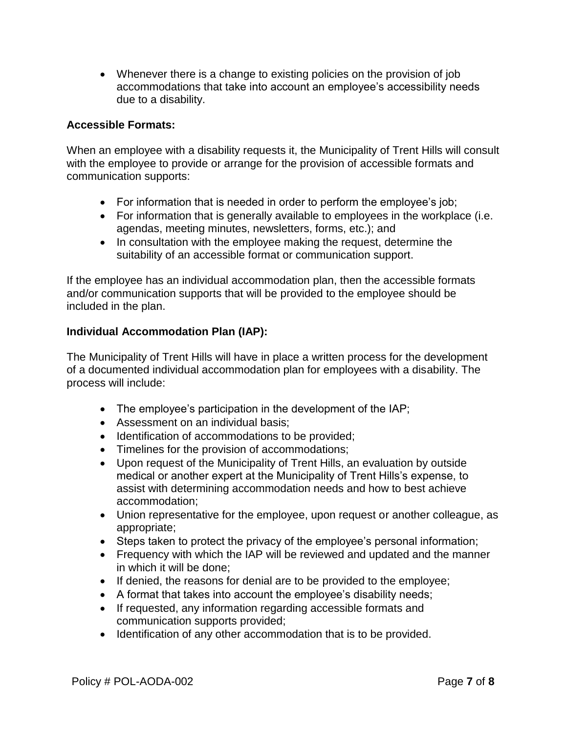- Whenever there is a change to existing policies on the provision of job accommodations that take into account an employee's accessibility needs due to a disability.

**Accessible Formats:**

When an employee with a disability requests it, the Municipality of Trent Hills will consult with the employee to provide or arrange for the provision of accessible formats and communication supports:

- For information that is needed in order to perform the employee's job;
- For information that is generally available to employees in the workplace (i.e. agendas, meeting minutes, newsletters, forms, etc.); and
- In consultation with the employee making the request, determine the suitability of an accessible format or communication support.

If the employee has an individual accommodation plan, then the accessible formats and/or communication supports that will be provided to the employee should be included in the plan.

**Individual Accommodation Plan (IAP):**

The Municipality of Trent Hills will have in place a written process for the development of a documented individual accommodation plan for employees with a disability. The process will include:

- The employee's participation in the development of the IAP;
- Assessment on an individual basis;
- Identification of accommodations to be provided;
- Timelines for the provision of accommodations;
- Upon request of the Municipality of Trent Hills, an evaluation by outside medical or another expert at the Municipality of Trent Hills's expense, to assist with determining accommodation needs and how to best achieve accommodation;
- Union representative for the employee, upon request or another colleague, as appropriate;
- Steps taken to protect the privacy of the employee's personal information;
- Frequency with which the IAP will be reviewed and updated and the manner in which it will be done;
- If denied, the reasons for denial are to be provided to the employee;
- A format that takes into account the employee's disability needs;
- If requested, any information regarding accessible formats and communication supports provided;
- Identification of any other accommodation that is to be provided.

Policy # POL-AODA-002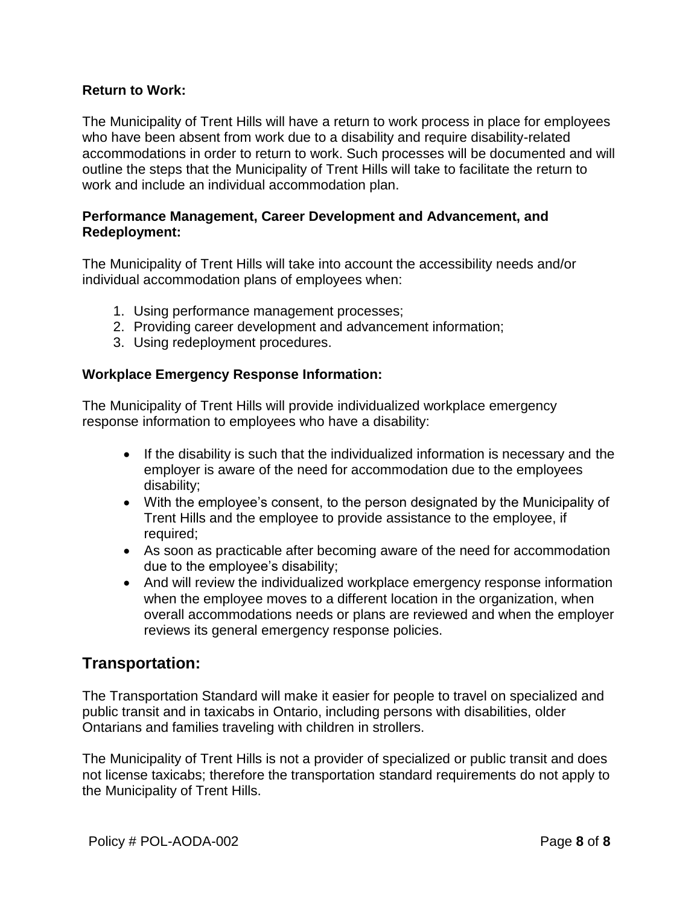**Return to Work:**

The Municipality of Trent Hills will have a return to work process in place for employees who have been absent from work due to a disability and require disability-related accommodations in order to return to work. Such processes will be documented and will outline the steps that the Municipality of Trent Hills will take to facilitate the return to work and include an individual accommodation plan.

**Performance Management, Career Development and Advancement, and Redeployment:**

The Municipality of Trent Hills will take into account the accessibility needs and/or individual accommodation plans of employees when:

1. Using performance management processes;
2. Providing career development and advancement information;
3. Using redeployment procedures.

**Workplace Emergency Response Information:**

The Municipality of Trent Hills will provide individualized workplace emergency response information to employees who have a disability:

- If the disability is such that the individualized information is necessary and the employer is aware of the need for accommodation due to the employees disability;
- With the employee's consent, to the person designated by the Municipality of Trent Hills and the employee to provide assistance to the employee, if required;
- As soon as practicable after becoming aware of the need for accommodation due to the employee's disability;
- And will review the individualized workplace emergency response information when the employee moves to a different location in the organization, when overall accommodations needs or plans are reviewed and when the employer reviews its general emergency response policies.

## Transportation:

The Transportation Standard will make it easier for people to travel on specialized and public transit and in taxicabs in Ontario, including persons with disabilities, older Ontarians and families traveling with children in strollers.

The Municipality of Trent Hills is not a provider of specialized or public transit and does not license taxicabs; therefore the transportation standard requirements do not apply to the Municipality of Trent Hills.